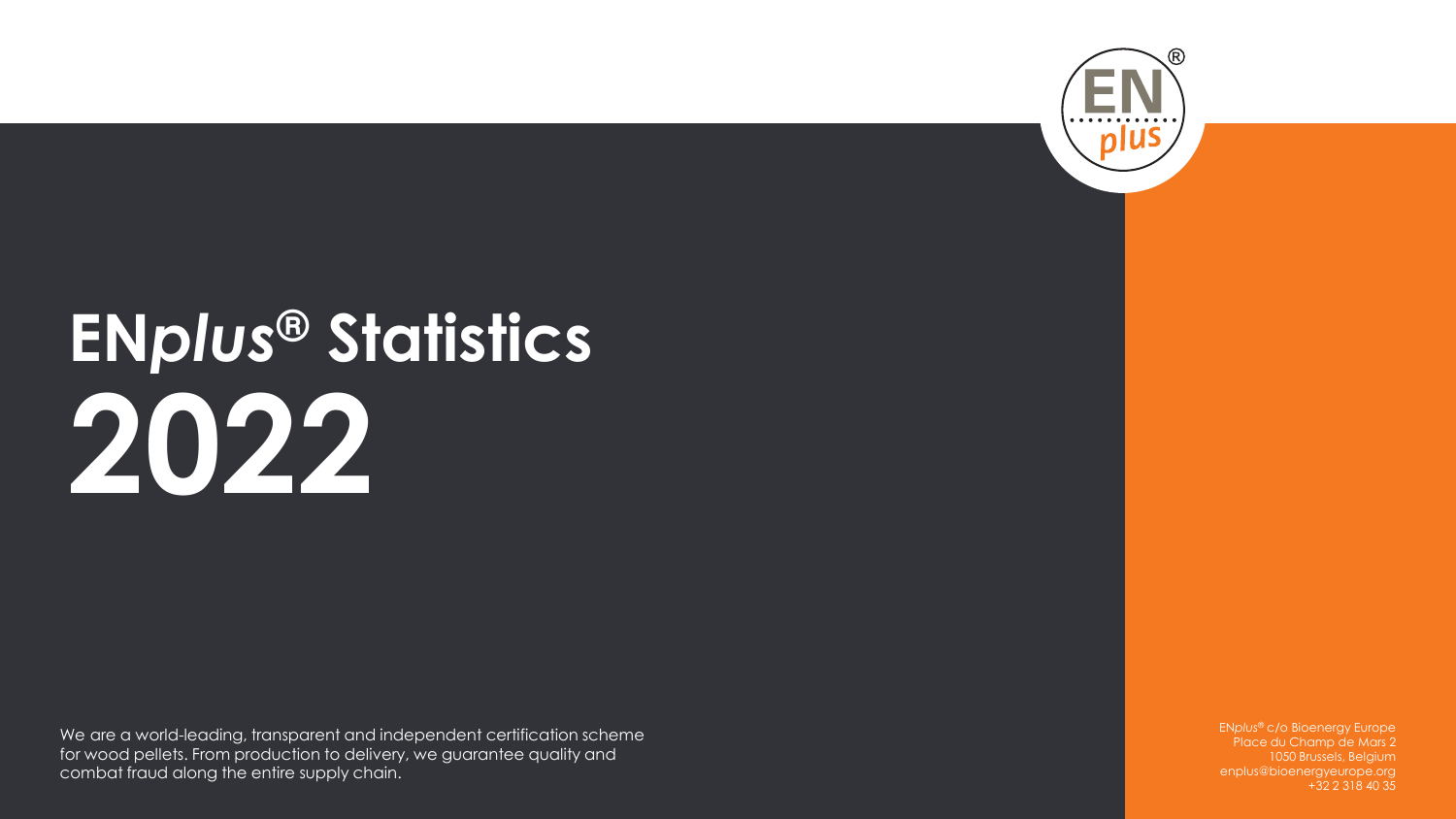# EN*plus*® Statistics 2022

We are a world-leading, transparent and independent certification scheme for wood pellets. From production to delivery, we guarantee quality and combat fraud along the entire supply chain.

EN*plus*® c/o Bioenergy Europe
Place du Champ de Mars 2
1050 Brussels, Belgium
enplus@bioenergyeurope.org
+32 2 318 40 35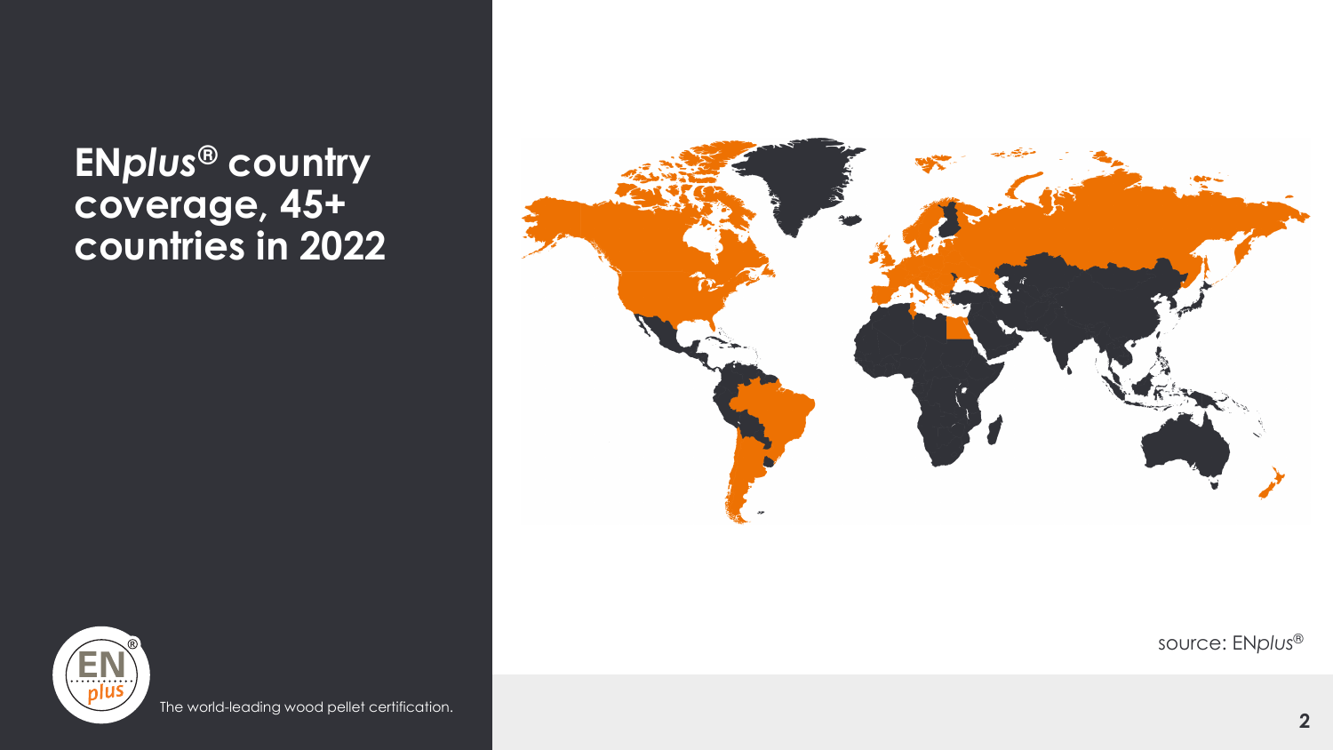# EN*plus*® country coverage, 45+ countries in 2022

source: EN*plus*®

The world-leading wood pellet certification.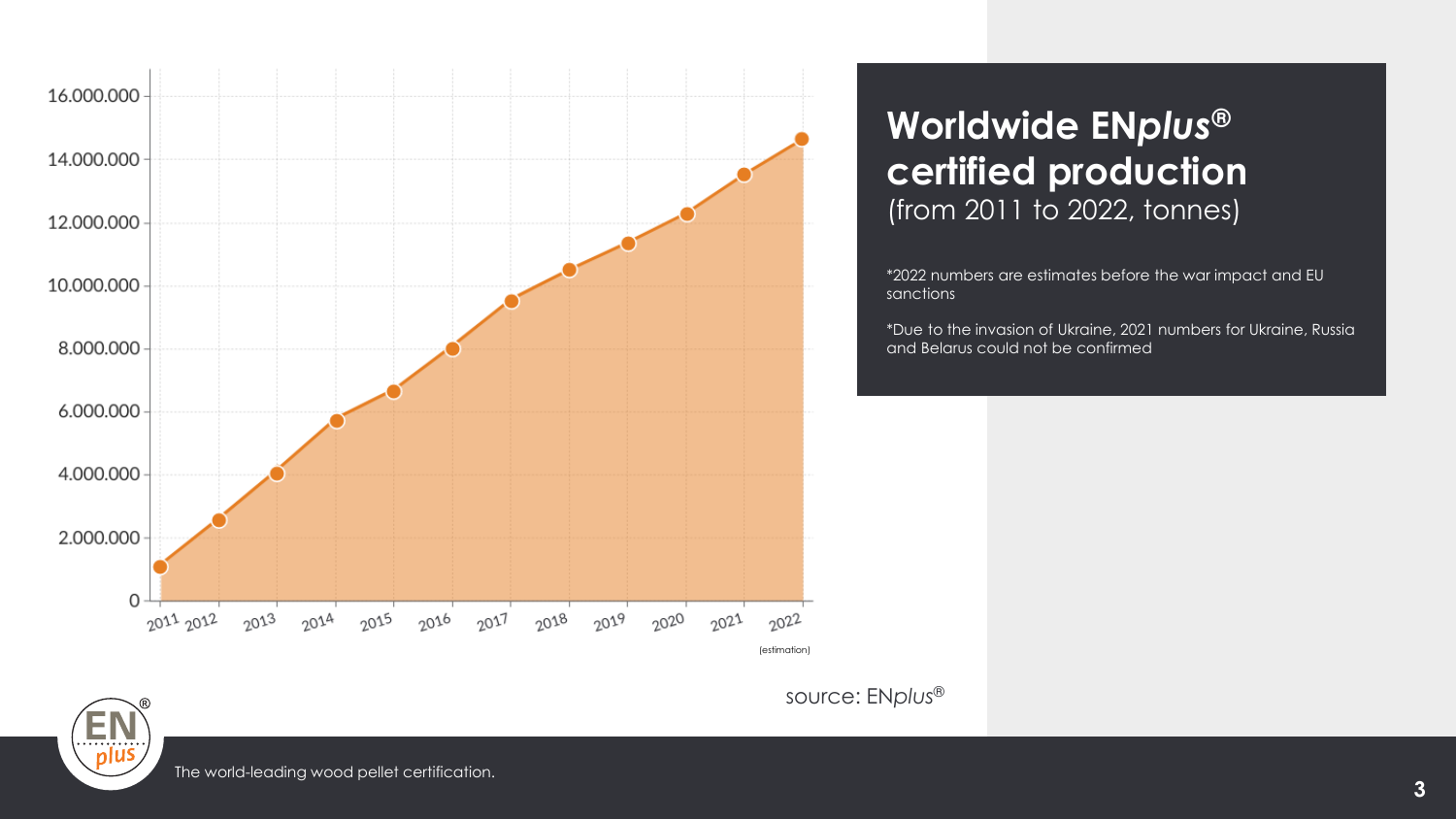## Worldwide EN*plus*® certified production

(from 2011 to 2022, tonnes)

*2022 numbers are estimates before the war impact and EU sanctions

*Due to the invasion of Ukraine, 2021 numbers for Ukraine, Russia and Belarus could not be confirmed

source: EN*plus*®

The world-leading wood pellet certification.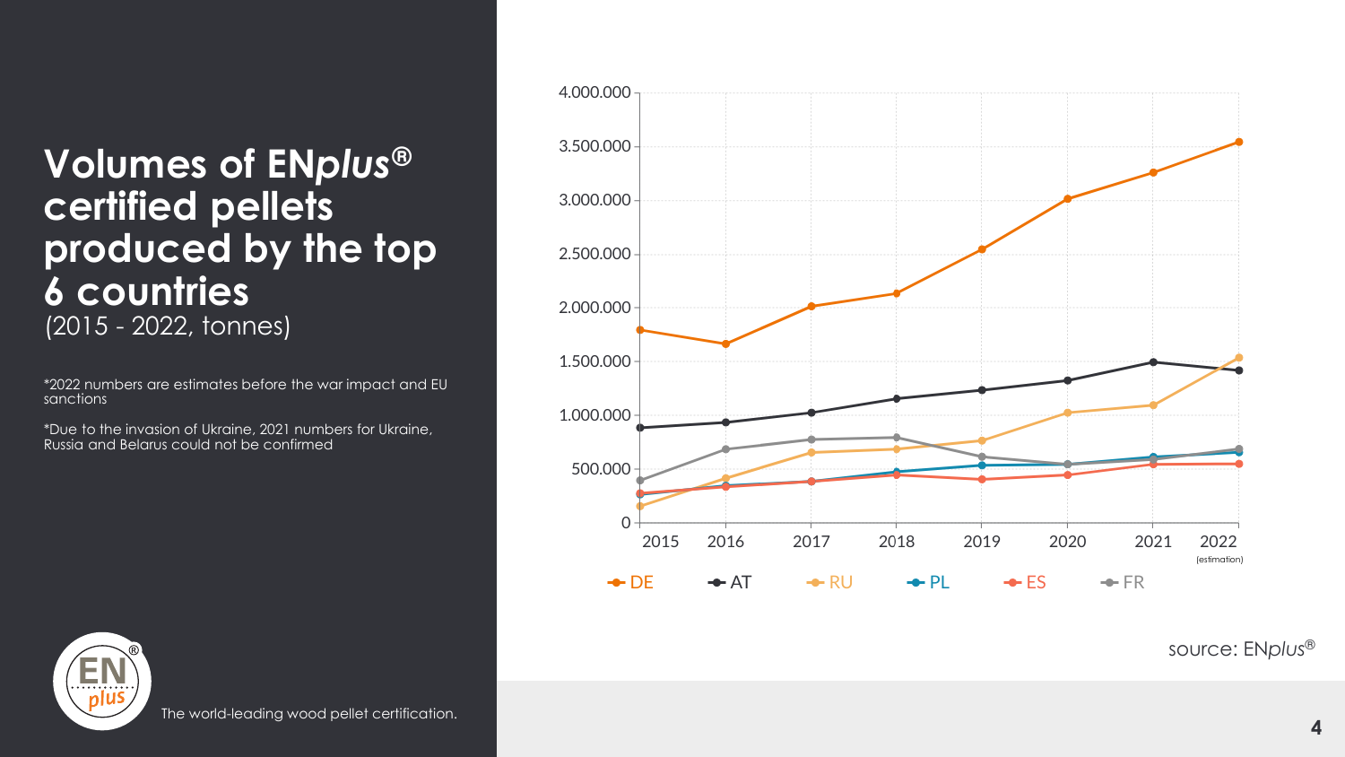# Volumes of EN*plus*® certified pellets produced by the top 6 countries

(2015 - 2022, tonnes)

*2022 numbers are estimates before the war impact and EU sanctions

*Due to the invasion of Ukraine, 2021 numbers for Ukraine, Russia and Belarus could not be confirmed

4.000.000

3.500.000

3.000.000

2.500.000

2.000.000

1.500.000

1.000.000

500.000

0

2015 2016 2017 2018 2019 2020 2021 2022 (estimation)

DE AT RU PL ES FR

source: EN*plus*®

The world-leading wood pellet certification.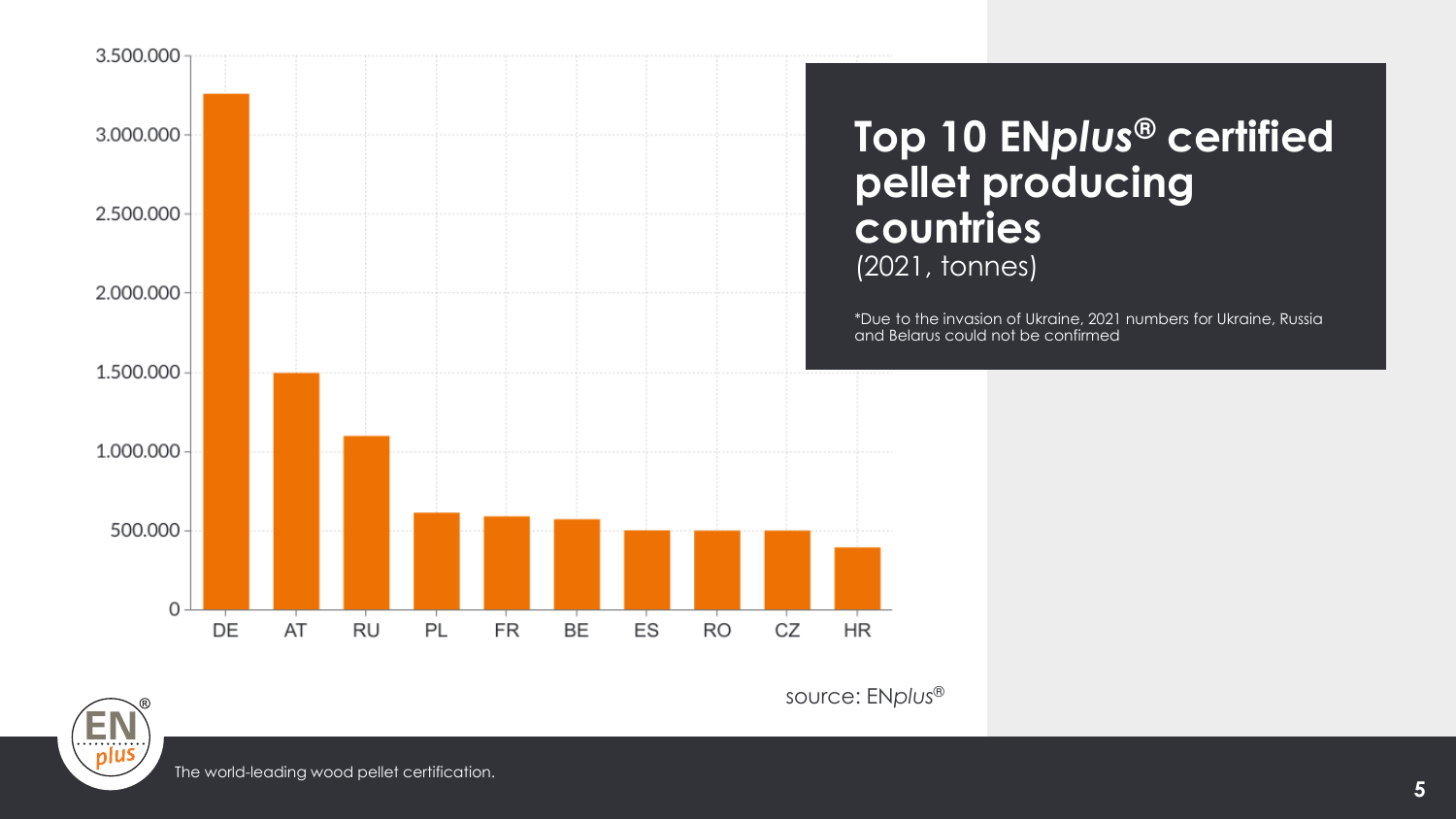# Top 10 EN*plus*® certified pellet producing countries

(2021, tonnes)

*Due to the invasion of Ukraine, 2021 numbers for Ukraine, Russia and Belarus could not be confirmed

| Country | Tonnes (approx.) |
|---|---|
| DE | 3.260.000 |
| AT | 1.490.000 |
| RU | 1.100.000 |
| PL | 610.000 |
| FR | 590.000 |
| BE | 570.000 |
| ES | 500.000 |
| RO | 500.000 |
| CZ | 500.000 |
| HR | 390.000 |

source: EN*plus*®

The world-leading wood pellet certification.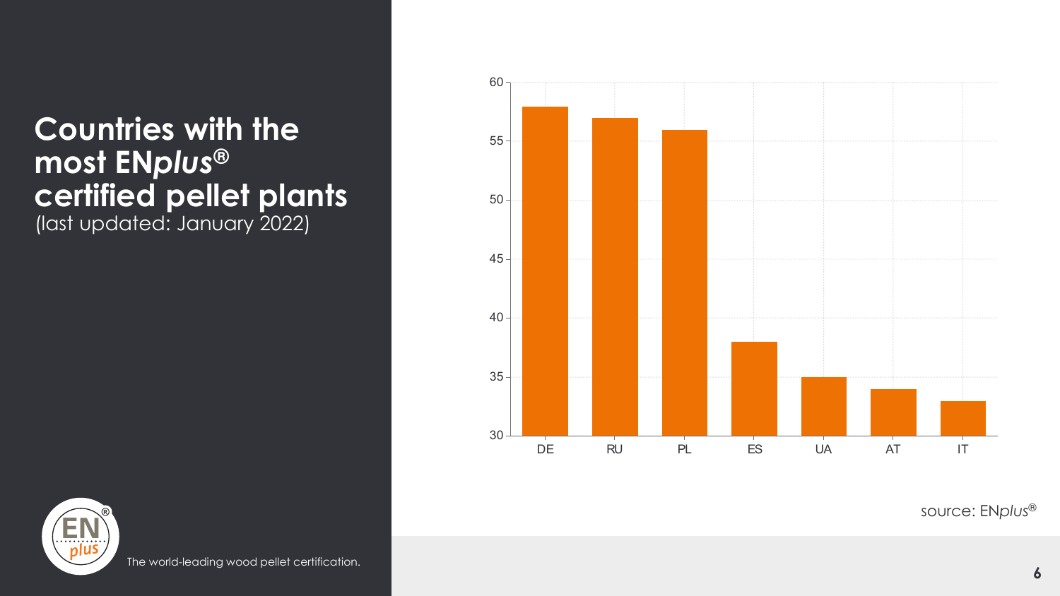# Countries with the most EN*plus*® certified pellet plants

(last updated: January 2022)

| Country | Certified pellet plants |
| --- | --- |
| DE | 58 |
| RU | 57 |
| PL | 56 |
| ES | 38 |
| UA | 35 |
| AT | 34 |
| IT | 33 |

source: EN*plus*®

The world-leading wood pellet certification.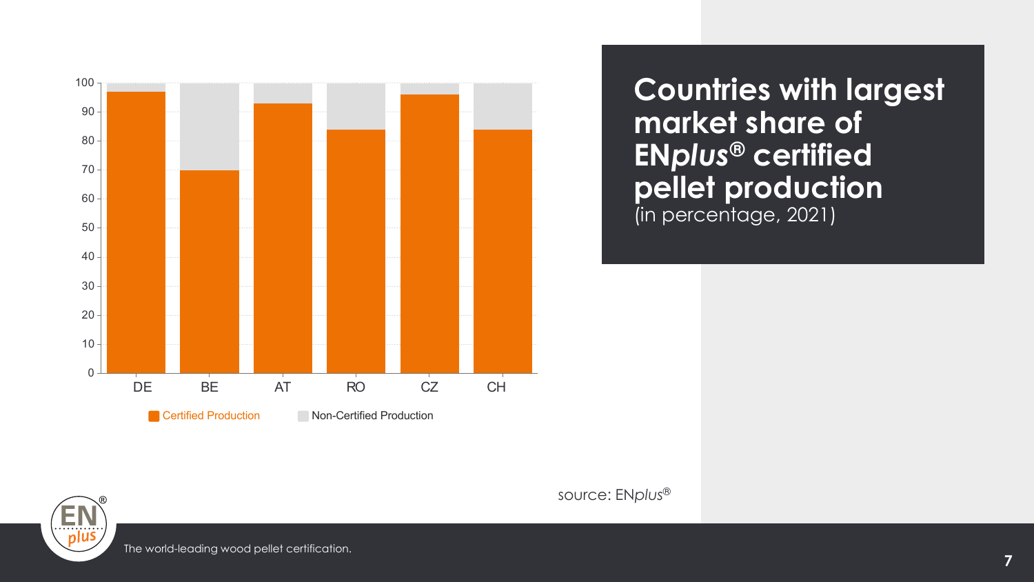# Countries with largest market share of EN*plus*® certified pellet production

(in percentage, 2021)

| Country | Certified Production | Non-Certified Production |
|---|---|---|
| DE | 97 | 3 |
| BE | 70 | 30 |
| AT | 93 | 7 |
| RO | 84 | 16 |
| CZ | 96 | 4 |
| CH | 84 | 16 |

source: EN*plus*®

The world-leading wood pellet certification.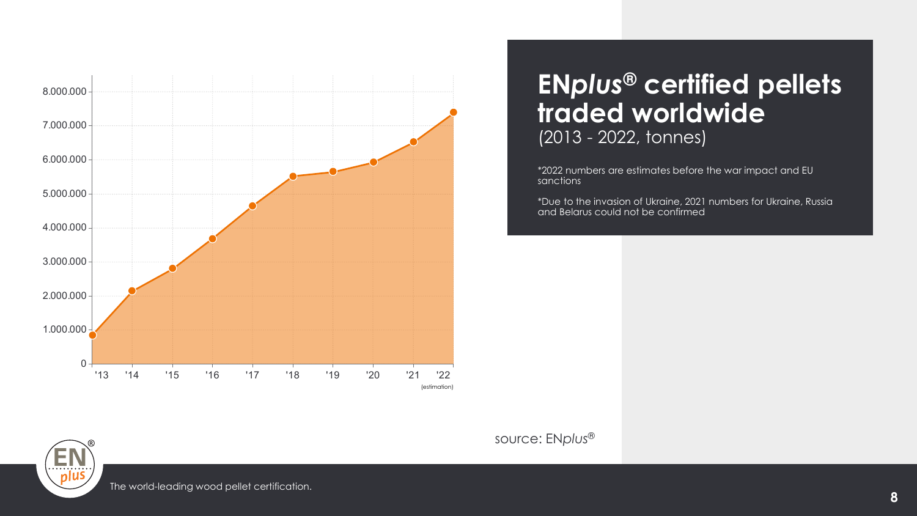# EN*plus*® certified pellets traded worldwide

(2013 - 2022, tonnes)

*2022 numbers are estimates before the war impact and EU sanctions

*Due to the invasion of Ukraine, 2021 numbers for Ukraine, Russia and Belarus could not be confirmed

8.000.000
7.000.000
6.000.000
5.000.000
4.000.000
3.000.000
2.000.000
1.000.000
0

'13 '14 '15 '16 '17 '18 '19 '20 '21 '22 (estimation)

source: EN*plus*®

The world-leading wood pellet certification.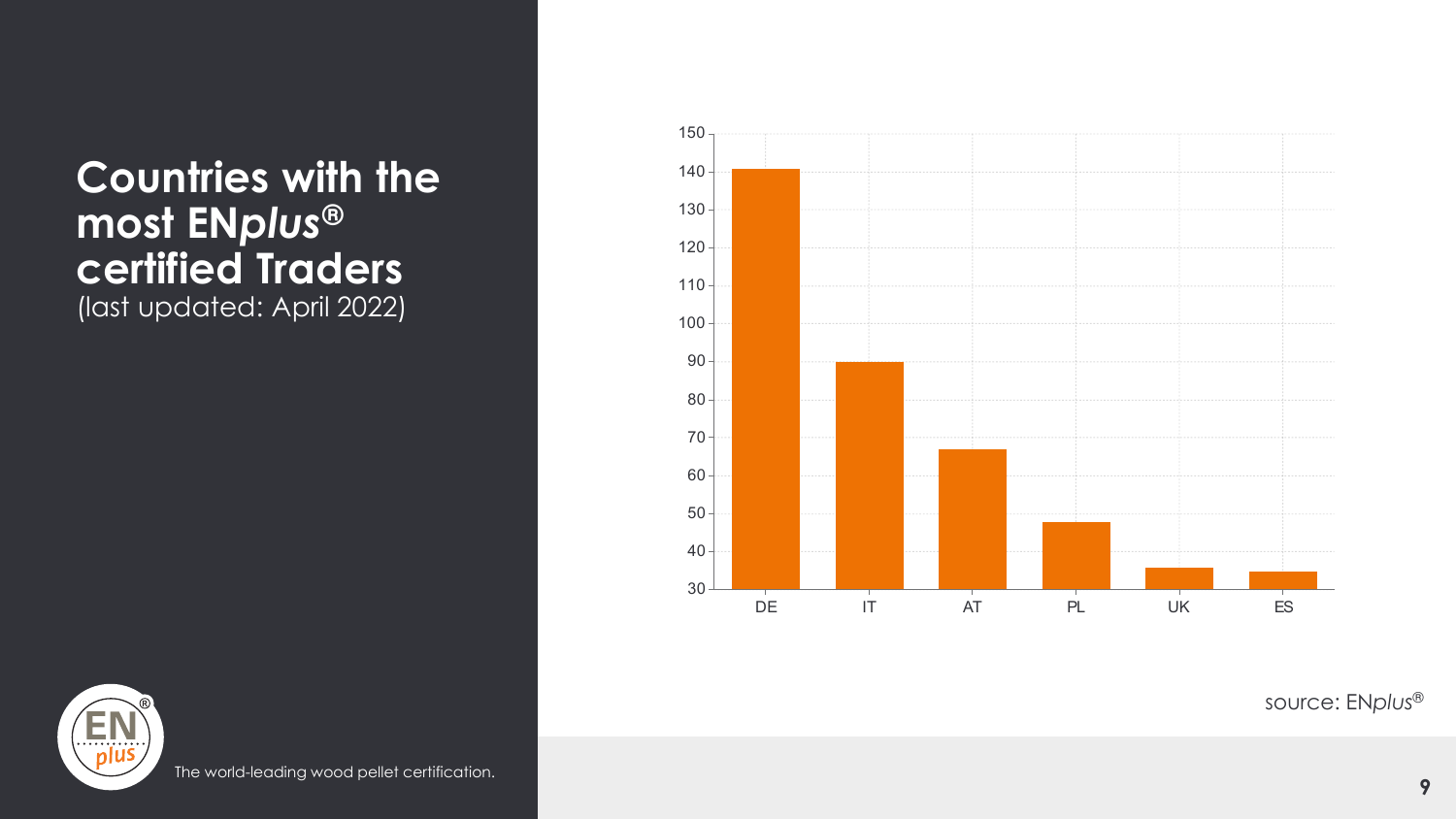# Countries with the most EN*plus*® certified Traders

(last updated: April 2022)

| Country | Certified Traders |
|---|---|
| DE | 141 |
| IT | 90 |
| AT | 67 |
| PL | 48 |
| UK | 36 |
| ES | 35 |

source: EN*plus*®

The world-leading wood pellet certification.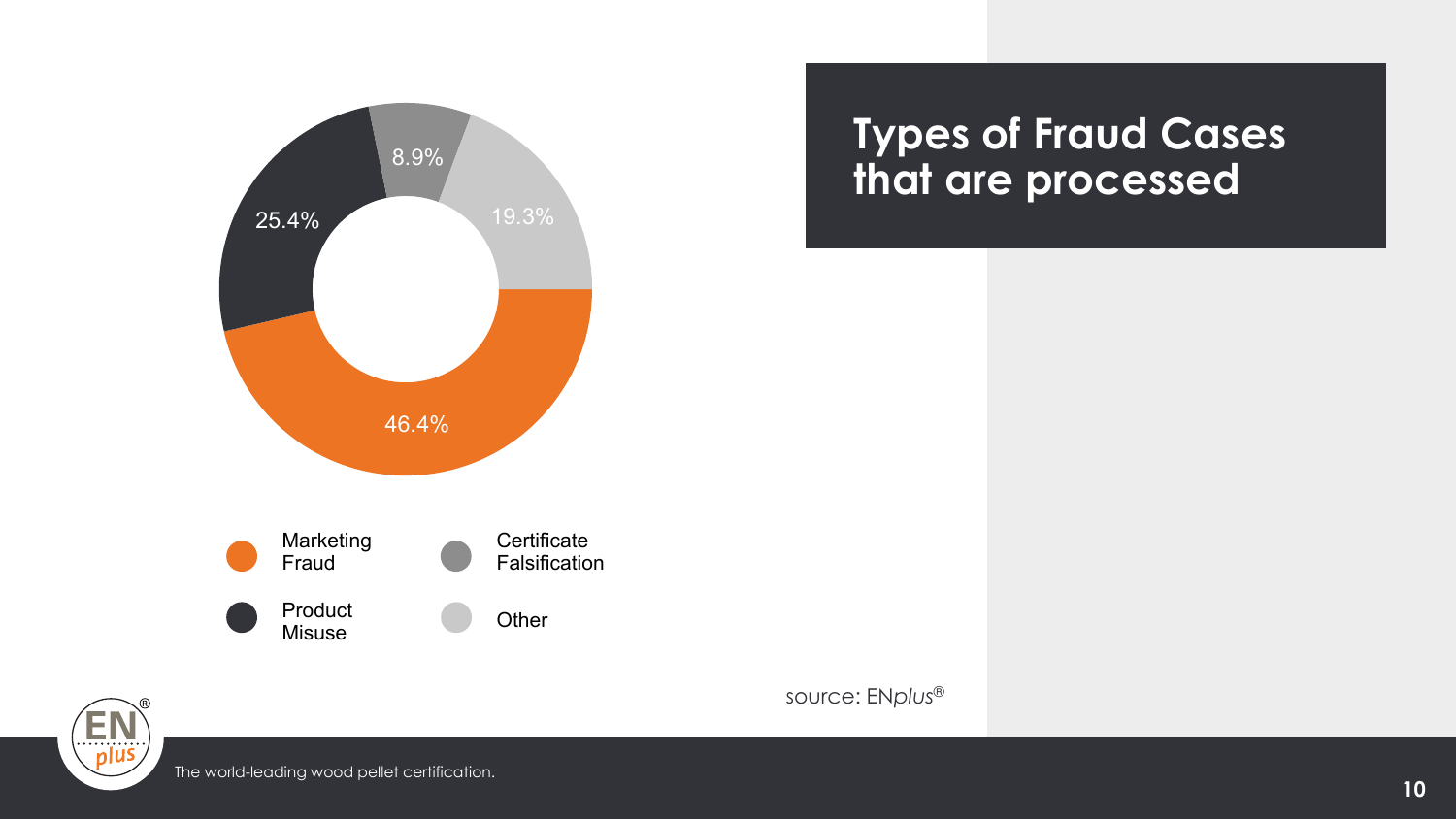# Types of Fraud Cases that are processed

| Type of Fraud Case | Share |
|---|---|
| Marketing Fraud | 46.4% |
| Product Misuse | 25.4% |
| Certificate Falsification | 8.9% |
| Other | 19.3% |

source: EN*plus*®

The world-leading wood pellet certification.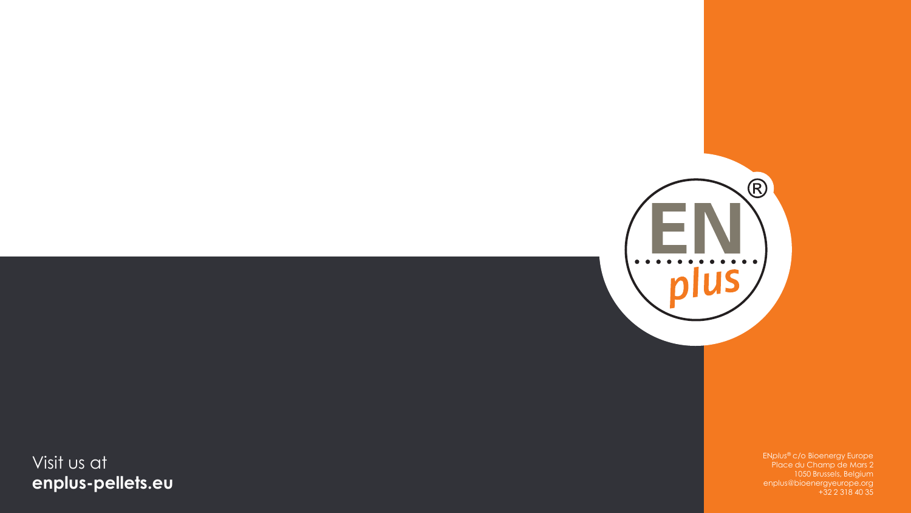Visit us at
**enplus-pellets.eu**

EN*plus*® c/o Bioenergy Europe
Place du Champ de Mars 2
1050 Brussels, Belgium
enplus@bioenergyeurope.org
+32 2 318 40 35